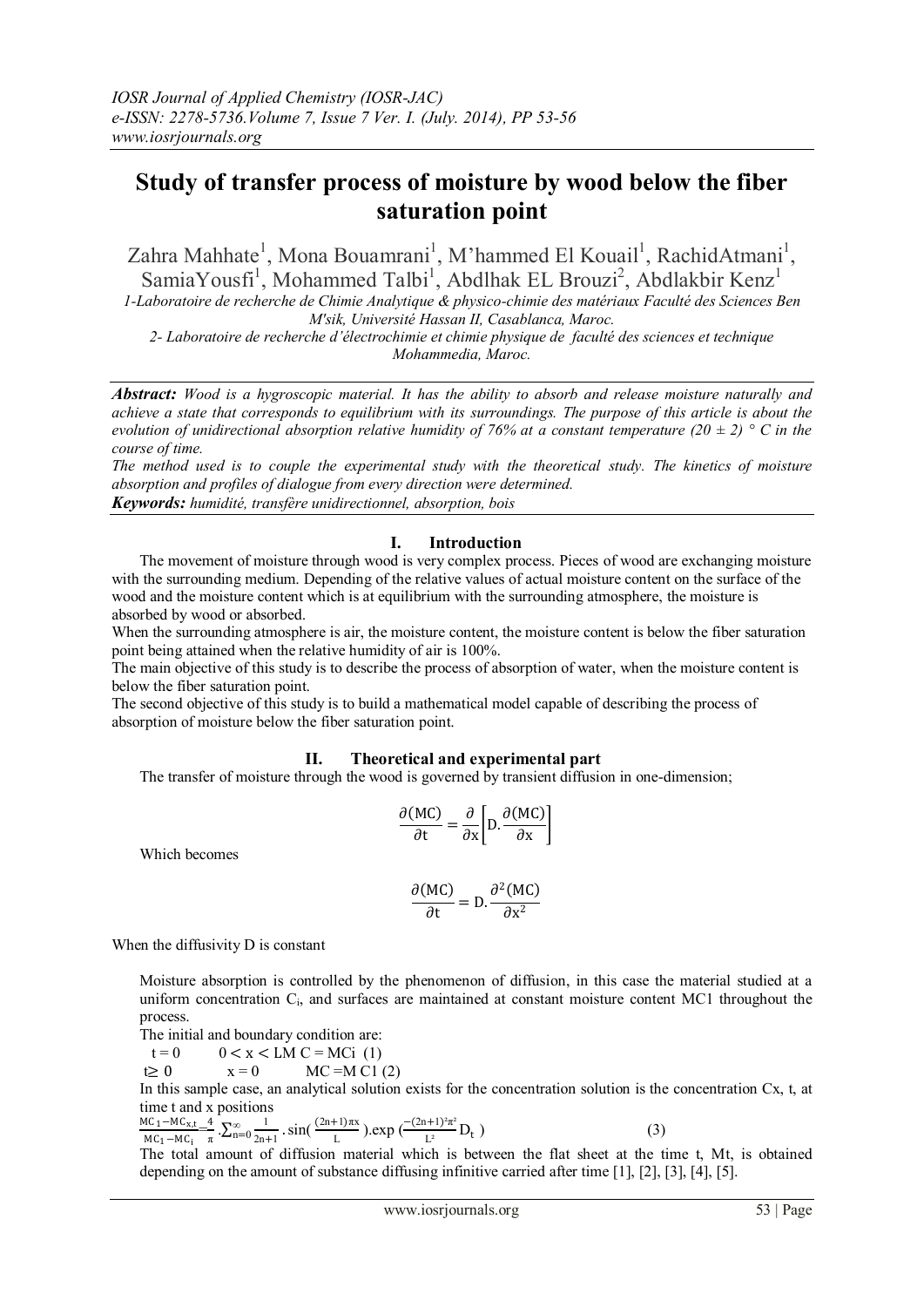# Study of transfer process of moisture by wood below the fiber saturation point

Zahra Mahhate[1], Mona Bouamrani[1], M'hammed El Kouail[1], RachidAtmani[1], SamiaYousfi[1], Mohammed Talbi[1], Abdlhak EL Brouzi[2], Abdlakbir Kenz[1]

*1-Laboratoire de recherche de Chimie Analytique & physico-chimie des matériaux Faculté des Sciences Ben M'sik, Université Hassan II, Casablanca, Maroc.*

*2- Laboratoire de recherche d'électrochimie et chimie physique de faculté des sciences et technique Mohammedia, Maroc.*

***Abstract:*** *Wood is a hygroscopic material. It has the ability to absorb and release moisture naturally and achieve a state that corresponds to equilibrium with its surroundings. The purpose of this article is about the evolution of unidirectional absorption relative humidity of 76% at a constant temperature (20 ± 2) ° C in the course of time.*

*The method used is to couple the experimental study with the theoretical study. The kinetics of moisture absorption and profiles of dialogue from every direction were determined.*

***Keywords:*** *humidité, transfère unidirectionnel, absorption, bois*

## I. Introduction

The movement of moisture through wood is very complex process. Pieces of wood are exchanging moisture with the surrounding medium. Depending of the relative values of actual moisture content on the surface of the wood and the moisture content which is at equilibrium with the surrounding atmosphere, the moisture is absorbed by wood or absorbed.

When the surrounding atmosphere is air, the moisture content, the moisture content is below the fiber saturation point being attained when the relative humidity of air is 100%.

The main objective of this study is to describe the process of absorption of water, when the moisture content is below the fiber saturation point.

The second objective of this study is to build a mathematical model capable of describing the process of absorption of moisture below the fiber saturation point.

## II. Theoretical and experimental part

The transfer of moisture through the wood is governed by transient diffusion in one-dimension;

$$\frac{\partial(\mathrm{MC})}{\partial \mathrm{t}} = \frac{\partial}{\partial \mathrm{x}}\left[\mathrm{D}.\frac{\partial(\mathrm{MC})}{\partial \mathrm{x}}\right]$$

Which becomes

$$\frac{\partial(\mathrm{MC})}{\partial \mathrm{t}} = \mathrm{D}.\frac{\partial^2(\mathrm{MC})}{\partial \mathrm{x}^2}$$

When the diffusivity D is constant

Moisture absorption is controlled by the phenomenon of diffusion, in this case the material studied at a uniform concentration $C_i$, and surfaces are maintained at constant moisture content MC1 throughout the process.

The initial and boundary condition are:

$t = 0 \quad 0 < x < L$ MC = MCi (1)

$t \geq 0 \quad x = 0 \quad$ MC =M C1 (2)

In this sample case, an analytical solution exists for the concentration solution is the concentration Cx, t, at time t and x positions

$$\frac{MC_1 - MC_{x,t}}{MC_1 - MC_i} = \frac{4}{\pi}.\sum_{n=0}^{\infty}\frac{1}{2n+1}.\sin\left(\frac{(2n+1)\pi x}{L}\right).\exp\left(\frac{-(2n+1)^2\pi^2}{L^2}D_t\right) \quad (3)$$

The total amount of diffusion material which is between the flat sheet at the time t, Mt, is obtained depending on the amount of substance diffusing infinitive carried after time [1], [2], [3], [4], [5].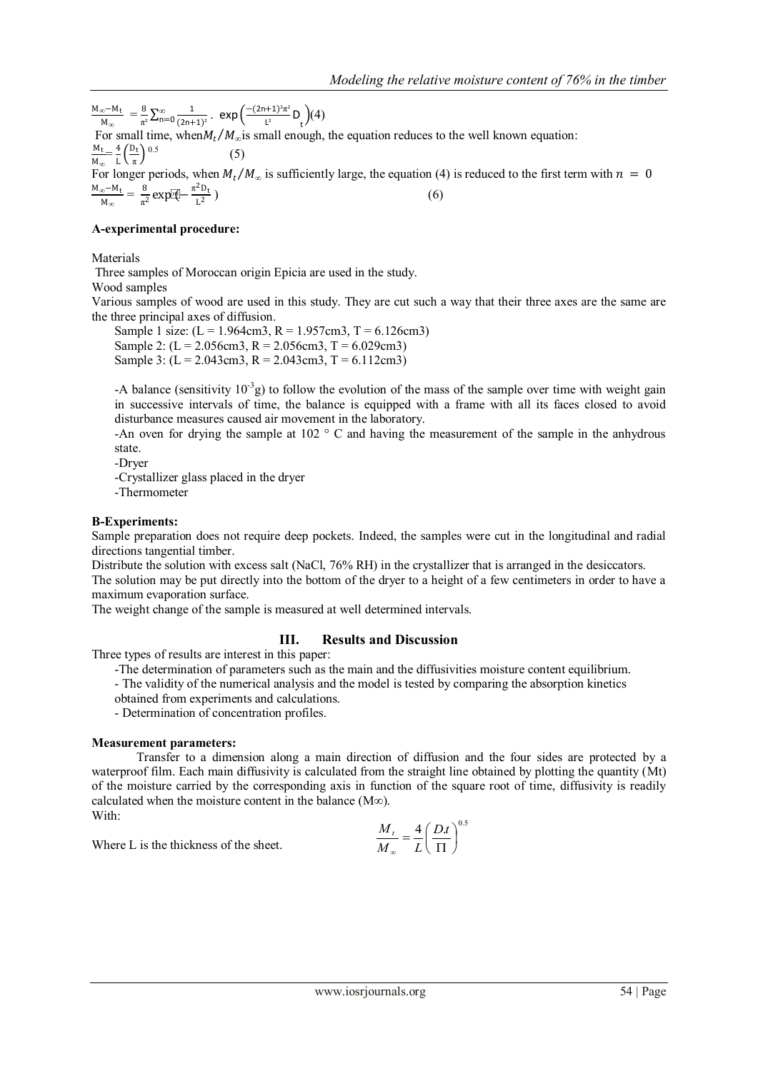$$\frac{M_\infty - M_t}{M_\infty} = \frac{8}{\pi^2}\sum_{n=0}^{\infty}\frac{1}{(2n+1)^2}\cdot \exp\left(\frac{-(2n+1)^2\pi^2}{L^2}D_t\right) \quad (4)$$

For small time, when $M_t/M_\infty$ is small enough, the equation reduces to the well known equation:

$$\frac{M_t}{M_\infty} = \frac{4}{L}\left(\frac{D_t}{\pi}\right)^{0.5} \quad (5)$$

For longer periods, when $M_t/M_\infty$ is sufficiently large, the equation (4) is reduced to the first term with $n = 0$

$$\frac{M_\infty - M_t}{M_\infty} = \frac{8}{\pi^2}\exp\left(-\frac{\pi^2 D_t}{L^2}\right) \quad (6)$$

**A-experimental procedure:**

Materials

Three samples of Moroccan origin Epicia are used in the study.

Wood samples

Various samples of wood are used in this study. They are cut such a way that their three axes are the same are the three principal axes of diffusion.

Sample 1 size: (L = 1.964cm3, R = 1.957cm3, T = 6.126cm3)

Sample 2: (L = 2.056cm3, R = 2.056cm3, T = 6.029cm3)

Sample 3: (L = 2.043cm3, R = 2.043cm3, T = 6.112cm3)

-A balance (sensitivity $10^{-3}$g) to follow the evolution of the mass of the sample over time with weight gain in successive intervals of time, the balance is equipped with a frame with all its faces closed to avoid disturbance measures caused air movement in the laboratory.

-An oven for drying the sample at 102 ° C and having the measurement of the sample in the anhydrous state.

-Dryer

-Crystallizer glass placed in the dryer

-Thermometer

**B-Experiments:**

Sample preparation does not require deep pockets. Indeed, the samples were cut in the longitudinal and radial directions tangential timber.

Distribute the solution with excess salt (NaCl, 76% RH) in the crystallizer that is arranged in the desiccators.

The solution may be put directly into the bottom of the dryer to a height of a few centimeters in order to have a maximum evaporation surface.

The weight change of the sample is measured at well determined intervals.

## III. Results and Discussion

Three types of results are interest in this paper:

-The determination of parameters such as the main and the diffusivities moisture content equilibrium.

- The validity of the numerical analysis and the model is tested by comparing the absorption kinetics obtained from experiments and calculations.

- Determination of concentration profiles.

**Measurement parameters:**

Transfer to a dimension along a main direction of diffusion and the four sides are protected by a waterproof film. Each main diffusivity is calculated from the straight line obtained by plotting the quantity (Mt) of the moisture carried by the corresponding axis in function of the square root of time, diffusivity is readily calculated when the moisture content in the balance (M∞).

With:

Where L is the thickness of the sheet.

$$\frac{M_t}{M_\infty} = \frac{4}{L}\left(\frac{D.t}{\Pi}\right)^{0.5}$$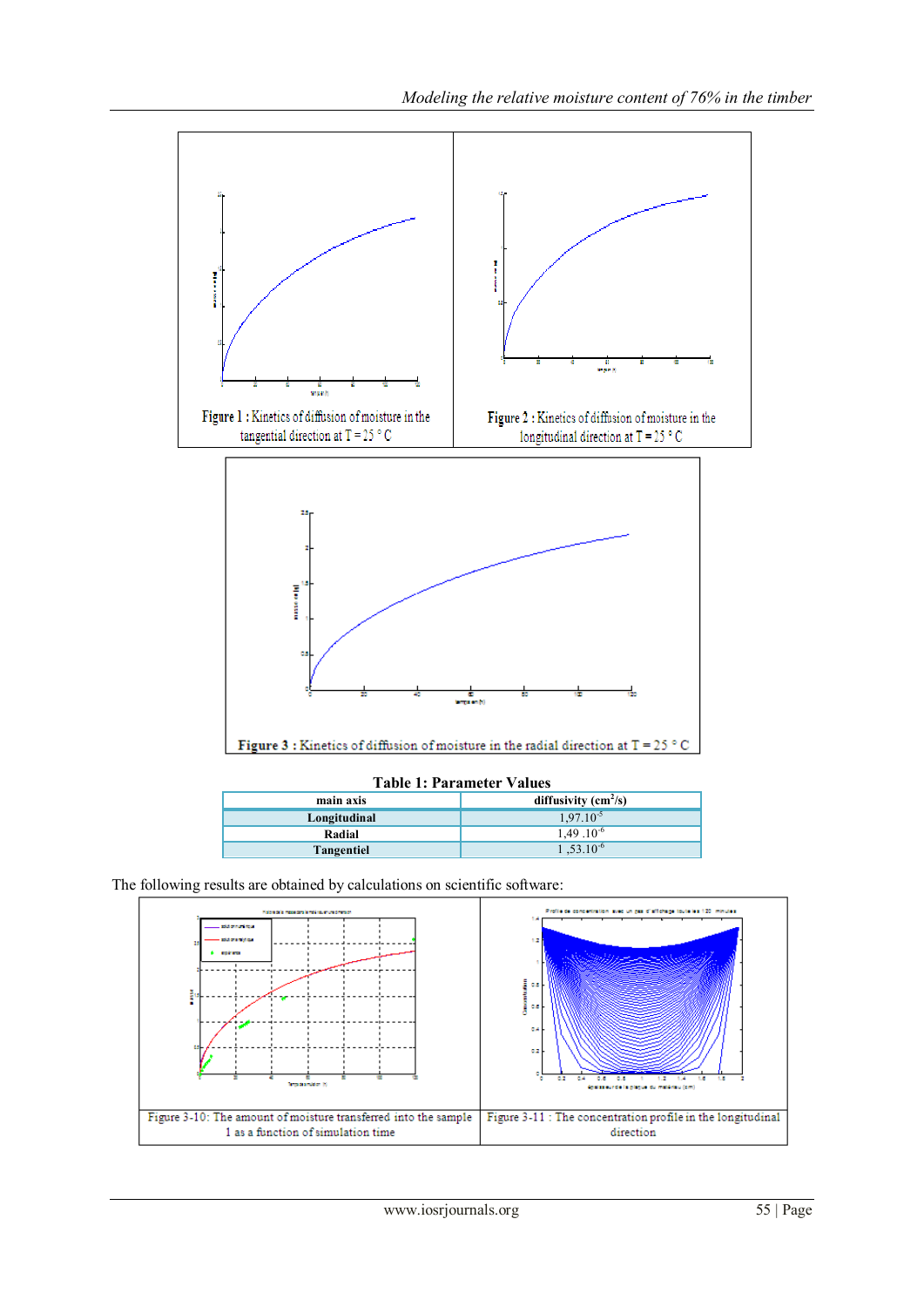Figure 1 : Kinetics of diffusion of moisture in the tangential direction at T = 25 ° C

Figure 2 : Kinetics of diffusion of moisture in the longitudinal direction at T = 25 ° C

Figure 3 : Kinetics of diffusion of moisture in the radial direction at T = 25 ° C

**Table 1: Parameter Values**

| main axis | diffusivity ($cm^2/s$) |
|---|---|
| Longitudinal | $1,97.10^{-5}$ |
| Radial | $1,49\ .10^{-6}$ |
| Tangentiel | $1\ ,53.10^{-6}$ |

The following results are obtained by calculations on scientific software:

Figure 3-10: The amount of moisture transferred into the sample 1 as a function of simulation time

Figure 3-11 : The concentration profile in the longitudinal direction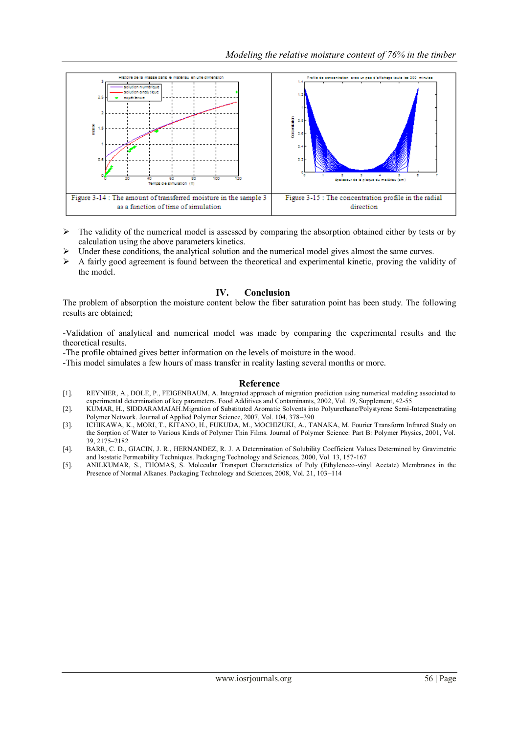Histoire de la masse dans le matériau en une dimension

solution numérique
solution analytique
experience

masse

Temps de simulation (h)

Figure 3-14 : The amount of transferred moisture in the sample 3 as a function of time of simulation

Profile de concentration avec un pas d'affichage toute les 200 minutes

Concentration

épaisseur de la plaque du matériau (cm)

Figure 3-15 : The concentration profile in the radial direction

- The validity of the numerical model is assessed by comparing the absorption obtained either by tests or by calculation using the above parameters kinetics.
- Under these conditions, the analytical solution and the numerical model gives almost the same curves.
- A fairly good agreement is found between the theoretical and experimental kinetic, proving the validity of the model.

## IV. Conclusion

The problem of absorption the moisture content below the fiber saturation point has been study. The following results are obtained;

-Validation of analytical and numerical model was made by comparing the experimental results and the theoretical results.
-The profile obtained gives better information on the levels of moisture in the wood.
-This model simulates a few hours of mass transfer in reality lasting several months or more.

## Reference

[1]. REYNIER, A., DOLE, P., FEIGENBAUM, A. Integrated approach of migration prediction using numerical modeling associated to experimental determination of key parameters. Food Additives and Contaminants, 2002, Vol. 19, Supplement, 42-55

[2]. KUMAR, H., SIDDARAMAIAH.Migration of Substituted Aromatic Solvents into Polyurethane/Polystyrene Semi-Interpenetrating Polymer Network. Journal of Applied Polymer Science, 2007, Vol. 104, 378–390

[3]. ICHIKAWA, K., MORI, T., KITANO, H., FUKUDA, M., MOCHIZUKI, A., TANAKA, M. Fourier Transform Infrared Study on the Sorption of Water to Various Kinds of Polymer Thin Films. Journal of Polymer Science: Part B: Polymer Physics, 2001, Vol. 39, 2175–2182

[4]. BARR, C. D., GIACIN, J. R., HERNANDEZ, R. J. A Determination of Solubility Coefficient Values Determined by Gravimetric and Isostatic Permeability Techniques. Packaging Technology and Sciences, 2000, Vol. 13, 157-167

[5]. ANILKUMAR, S., THOMAS, S. Molecular Transport Characteristics of Poly (Ethyleneco-vinyl Acetate) Membranes in the Presence of Normal Alkanes. Packaging Technology and Sciences, 2008, Vol. 21, 103–114